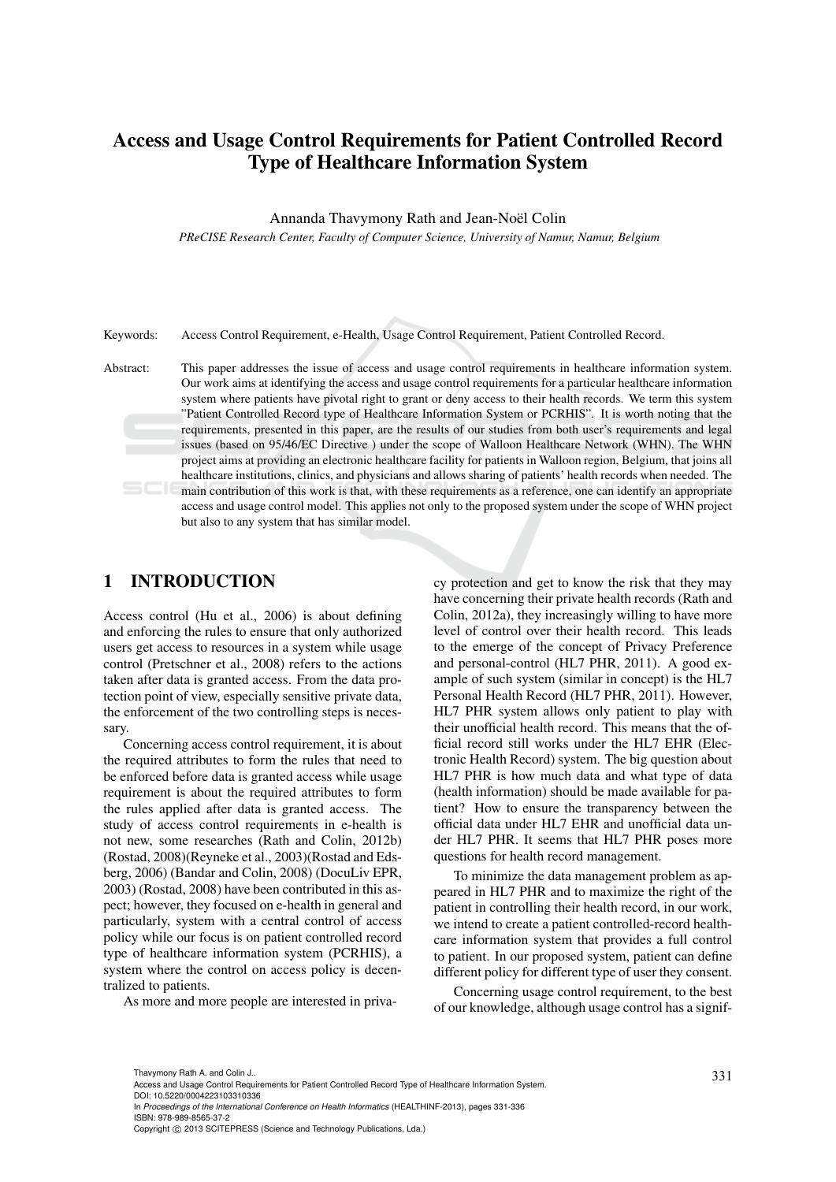# Access and Usage Control Requirements for Patient Controlled Record Type of Healthcare Information System

Annanda Thavymony Rath and Jean-Noël Colin

*PReCISE Research Center, Faculty of Computer Science, University of Namur, Namur, Belgium*

Keywords: Access Control Requirement, e-Health, Usage Control Requirement, Patient Controlled Record.

Abstract: This paper addresses the issue of access and usage control requirements in healthcare information system. Our work aims at identifying the access and usage control requirements for a particular healthcare information system where patients have pivotal right to grant or deny access to their health records. We term this system "Patient Controlled Record type of Healthcare Information System or PCRHIS". It is worth noting that the requirements, presented in this paper, are the results of our studies from both user's requirements and legal issues (based on 95/46/EC Directive ) under the scope of Walloon Healthcare Network (WHN). The WHN project aims at providing an electronic healthcare facility for patients in Walloon region, Belgium, that joins all healthcare institutions, clinics, and physicians and allows sharing of patients' health records when needed. The main contribution of this work is that, with these requirements as a reference, one can identify an appropriate access and usage control model. This applies not only to the proposed system under the scope of WHN project but also to any system that has similar model.

## 1 INTRODUCTION

Access control (Hu et al., 2006) is about defining and enforcing the rules to ensure that only authorized users get access to resources in a system while usage control (Pretschner et al., 2008) refers to the actions taken after data is granted access. From the data protection point of view, especially sensitive private data, the enforcement of the two controlling steps is necessary.

Concerning access control requirement, it is about the required attributes to form the rules that need to be enforced before data is granted access while usage requirement is about the required attributes to form the rules applied after data is granted access. The study of access control requirements in e-health is not new, some researches (Rath and Colin, 2012b) (Rostad, 2008)(Reyneke et al., 2003)(Rostad and Edsberg, 2006) (Bandar and Colin, 2008) (DocuLiv EPR, 2003) (Rostad, 2008) have been contributed in this aspect; however, they focused on e-health in general and particularly, system with a central control of access policy while our focus is on patient controlled record type of healthcare information system (PCRHIS), a system where the control on access policy is decentralized to patients.

As more and more people are interested in privacy protection and get to know the risk that they may have concerning their private health records (Rath and Colin, 2012a), they increasingly willing to have more level of control over their health record. This leads to the emerge of the concept of Privacy Preference and personal-control (HL7 PHR, 2011). A good example of such system (similar in concept) is the HL7 Personal Health Record (HL7 PHR, 2011). However, HL7 PHR system allows only patient to play with their unofficial health record. This means that the official record still works under the HL7 EHR (Electronic Health Record) system. The big question about HL7 PHR is how much data and what type of data (health information) should be made available for patient? How to ensure the transparency between the official data under HL7 EHR and unofficial data under HL7 PHR. It seems that HL7 PHR poses more questions for health record management.

To minimize the data management problem as appeared in HL7 PHR and to maximize the right of the patient in controlling their health record, in our work, we intend to create a patient controlled-record healthcare information system that provides a full control to patient. In our proposed system, patient can define different policy for different type of user they consent.

Concerning usage control requirement, to the best of our knowledge, although usage control has a signif-

Thavymony Rath A. and Colin J..
Access and Usage Control Requirements for Patient Controlled Record Type of Healthcare Information System.
DOI: 10.5220/0004223103310336
In *Proceedings of the International Conference on Health Informatics* (HEALTHINF-2013), pages 331-336
ISBN: 978-989-8565-37-2
Copyright © 2013 SCITEPRESS (Science and Technology Publications, Lda.)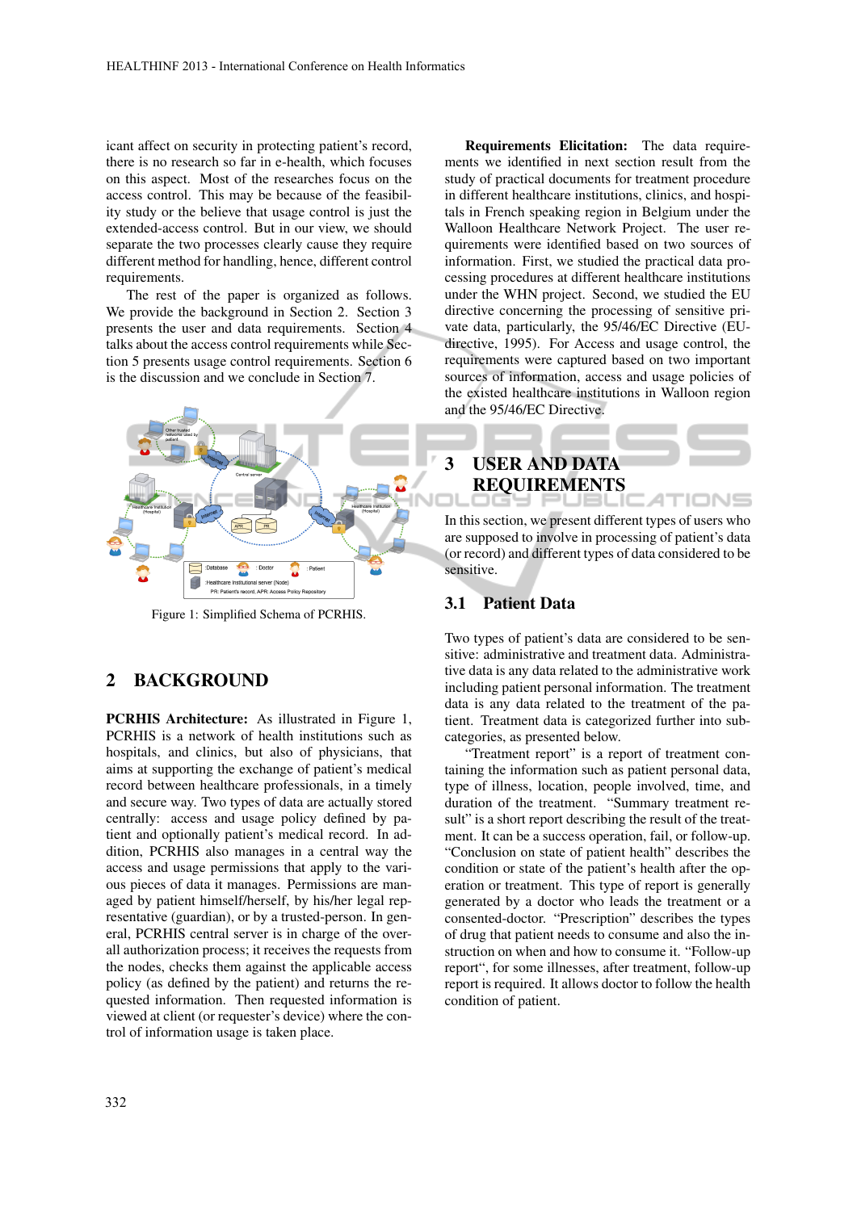icant affect on security in protecting patient's record, there is no research so far in e-health, which focuses on this aspect. Most of the researches focus on the access control. This may be because of the feasibility study or the believe that usage control is just the extended-access control. But in our view, we should separate the two processes clearly cause they require different method for handling, hence, different control requirements.

The rest of the paper is organized as follows. We provide the background in Section 2. Section 3 presents the user and data requirements. Section 4 talks about the access control requirements while Section 5 presents usage control requirements. Section 6 is the discussion and we conclude in Section 7.

Figure 1: Simplified Schema of PCRHIS.

## 2 BACKGROUND

**PCRHIS Architecture:** As illustrated in Figure 1, PCRHIS is a network of health institutions such as hospitals, and clinics, but also of physicians, that aims at supporting the exchange of patient's medical record between healthcare professionals, in a timely and secure way. Two types of data are actually stored centrally: access and usage policy defined by patient and optionally patient's medical record. In addition, PCRHIS also manages in a central way the access and usage permissions that apply to the various pieces of data it manages. Permissions are managed by patient himself/herself, by his/her legal representative (guardian), or by a trusted-person. In general, PCRHIS central server is in charge of the overall authorization process; it receives the requests from the nodes, checks them against the applicable access policy (as defined by the patient) and returns the requested information. Then requested information is viewed at client (or requester's device) where the control of information usage is taken place.

**Requirements Elicitation:** The data requirements we identified in next section result from the study of practical documents for treatment procedure in different healthcare institutions, clinics, and hospitals in French speaking region in Belgium under the Walloon Healthcare Network Project. The user requirements were identified based on two sources of information. First, we studied the practical data processing procedures at different healthcare institutions under the WHN project. Second, we studied the EU directive concerning the processing of sensitive private data, particularly, the 95/46/EC Directive (EU-directive, 1995). For Access and usage control, the requirements were captured based on two important sources of information, access and usage policies of the existed healthcare institutions in Walloon region and the 95/46/EC Directive.

## 3 USER AND DATA REQUIREMENTS

In this section, we present different types of users who are supposed to involve in processing of patient's data (or record) and different types of data considered to be sensitive.

### 3.1 Patient Data

Two types of patient's data are considered to be sensitive: administrative and treatment data. Administrative data is any data related to the administrative work including patient personal information. The treatment data is any data related to the treatment of the patient. Treatment data is categorized further into sub-categories, as presented below.

"Treatment report" is a report of treatment containing the information such as patient personal data, type of illness, location, people involved, time, and duration of the treatment. "Summary treatment result" is a short report describing the result of the treatment. It can be a success operation, fail, or follow-up. "Conclusion on state of patient health" describes the condition or state of the patient's health after the operation or treatment. This type of report is generally generated by a doctor who leads the treatment or a consented-doctor. "Prescription" describes the types of drug that patient needs to consume and also the instruction on when and how to consume it. "Follow-up report", for some illnesses, after treatment, follow-up report is required. It allows doctor to follow the health condition of patient.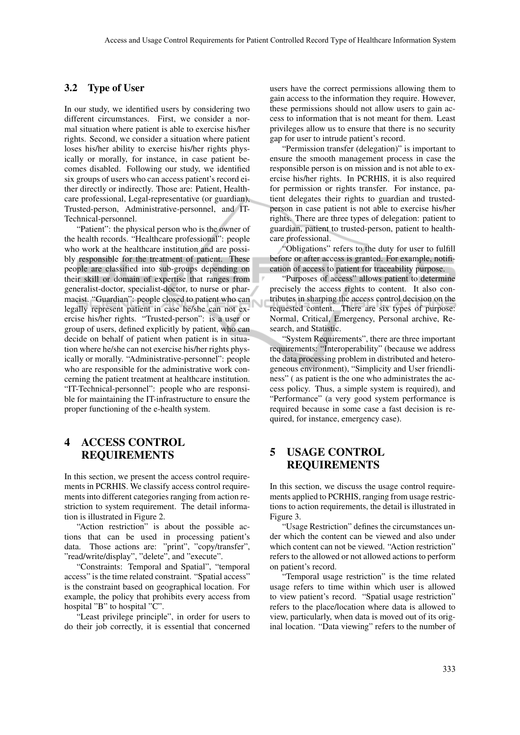### 3.2 Type of User

In our study, we identified users by considering two different circumstances. First, we consider a normal situation where patient is able to exercise his/her rights. Second, we consider a situation where patient loses his/her ability to exercise his/her rights physically or morally, for instance, in case patient becomes disabled. Following our study, we identified six groups of users who can access patient's record either directly or indirectly. Those are: Patient, Healthcare professional, Legal-representative (or guardian), Trusted-person, Administrative-personnel, and IT-Technical-personnel.

"Patient": the physical person who is the owner of the health records. "Healthcare professional": people who work at the healthcare institution and are possibly responsible for the treatment of patient. These people are classified into sub-groups depending on their skill or domain of expertise that ranges from generalist-doctor, specialist-doctor, to nurse or pharmacist. "Guardian": people closed to patient who can legally represent patient in case he/she can not exercise his/her rights. "Trusted-person": is a user or group of users, defined explicitly by patient, who can decide on behalf of patient when patient is in situation where he/she can not exercise his/her rights physically or morally. "Administrative-personnel": people who are responsible for the administrative work concerning the patient treatment at healthcare institution. "IT-Technical-personnel": people who are responsible for maintaining the IT-infrastructure to ensure the proper functioning of the e-health system.

## 4 ACCESS CONTROL REQUIREMENTS

In this section, we present the access control requirements in PCRHIS. We classify access control requirements into different categories ranging from action restriction to system requirement. The detail information is illustrated in Figure 2.

"Action restriction" is about the possible actions that can be used in processing patient's data. Those actions are: "print", "copy/transfer", "read/write/display", "delete", and "execute".

"Constraints: Temporal and Spatial", "temporal access" is the time related constraint. "Spatial access" is the constraint based on geographical location. For example, the policy that prohibits every access from hospital "B" to hospital "C".

"Least privilege principle", in order for users to do their job correctly, it is essential that concerned users have the correct permissions allowing them to gain access to the information they require. However, these permissions should not allow users to gain access to information that is not meant for them. Least privileges allow us to ensure that there is no security gap for user to intrude patient's record.

"Permission transfer (delegation)" is important to ensure the smooth management process in case the responsible person is on mission and is not able to exercise his/her rights. In PCRHIS, it is also required for permission or rights transfer. For instance, patient delegates their rights to guardian and trusted-person in case patient is not able to exercise his/her rights. There are three types of delegation: patient to guardian, patient to trusted-person, patient to healthcare professional.

"Obligations" refers to the duty for user to fulfill before or after access is granted. For example, notification of access to patient for traceability purpose.

"Purposes of access" allows patient to determine precisely the access rights to content. It also contributes in sharping the access control decision on the requested content. There are six types of purpose: Normal, Critical, Emergency, Personal archive, Research, and Statistic.

"System Requirements", there are three important requirements: "Interoperability" (because we address the data processing problem in distributed and heterogeneous environment), "Simplicity and User friendliness" ( as patient is the one who administrates the access policy. Thus, a simple system is required), and "Performance" (a very good system performance is required because in some case a fast decision is required, for instance, emergency case).

## 5 USAGE CONTROL REQUIREMENTS

In this section, we discuss the usage control requirements applied to PCRHIS, ranging from usage restrictions to action requirements, the detail is illustrated in Figure 3.

"Usage Restriction" defines the circumstances under which the content can be viewed and also under which content can not be viewed. "Action restriction" refers to the allowed or not allowed actions to perform on patient's record.

"Temporal usage restriction" is the time related usage refers to time within which user is allowed to view patient's record. "Spatial usage restriction" refers to the place/location where data is allowed to view, particularly, when data is moved out of its original location. "Data viewing" refers to the number of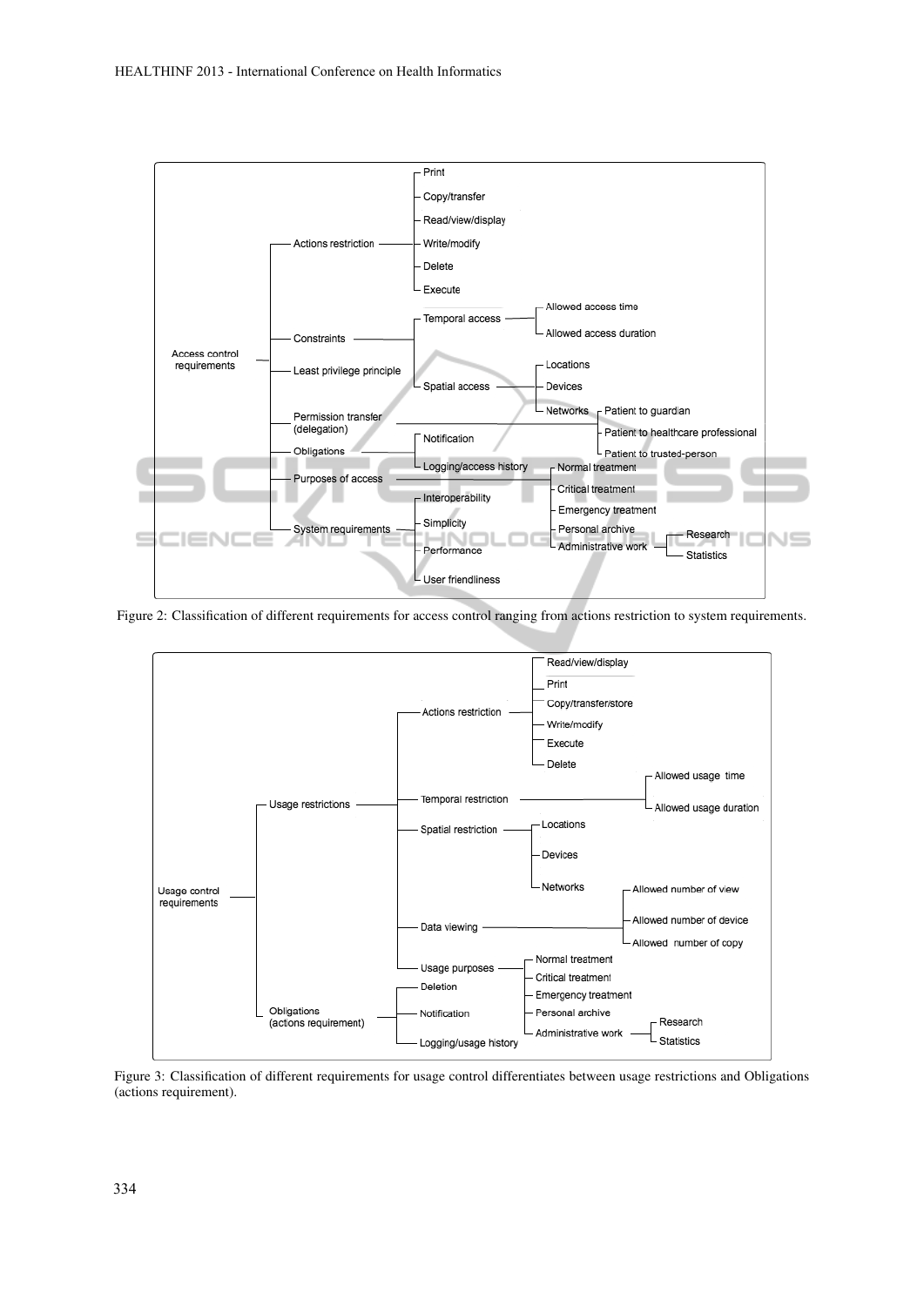- Access control requirements
  - Actions restriction
    - Print
    - Copy/transfer
    - Read/view/display
    - Write/modify
    - Delete
    - Execute
  - Constraints
  - Least privilege principle
    - Temporal access
      - Allowed access time
      - Allowed access duration
    - Spatial access
      - Locations
      - Devices
      - Networks
  - Permission transfer (delegation)
    - Patient to guardian
    - Patient to healthcare professional
    - Patient to trusted-person
  - Obligations
    - Notification
    - Logging/access history
  - Purposes of access
    - Normal treatment
    - Critical treatment
    - Emergency treatment
    - Personal archive
    - Administrative work
      - Research
      - Statistics
  - System requirements
    - Interoperability
    - Simplicity
    - Performance
    - User friendliness

Figure 2: Classification of different requirements for access control ranging from actions restriction to system requirements.

- Usage control requirements
  - Usage restrictions
    - Actions restriction
      - Read/view/display
      - Print
      - Copy/transfer/store
      - Write/modify
      - Execute
      - Delete
    - Temporal restriction
      - Allowed usage time
      - Allowed usage duration
    - Spatial restriction
      - Locations
      - Devices
      - Networks
    - Data viewing
      - Allowed number of view
      - Allowed number of device
      - Allowed number of copy
    - Usage purposes
      - Normal treatment
      - Critical treatment
      - Emergency treatment
      - Personal archive
      - Administrative work
        - Research
        - Statistics
  - Obligations (actions requirement)
    - Deletion
    - Notification
    - Logging/usage history

Figure 3: Classification of different requirements for usage control differentiates between usage restrictions and Obligations (actions requirement).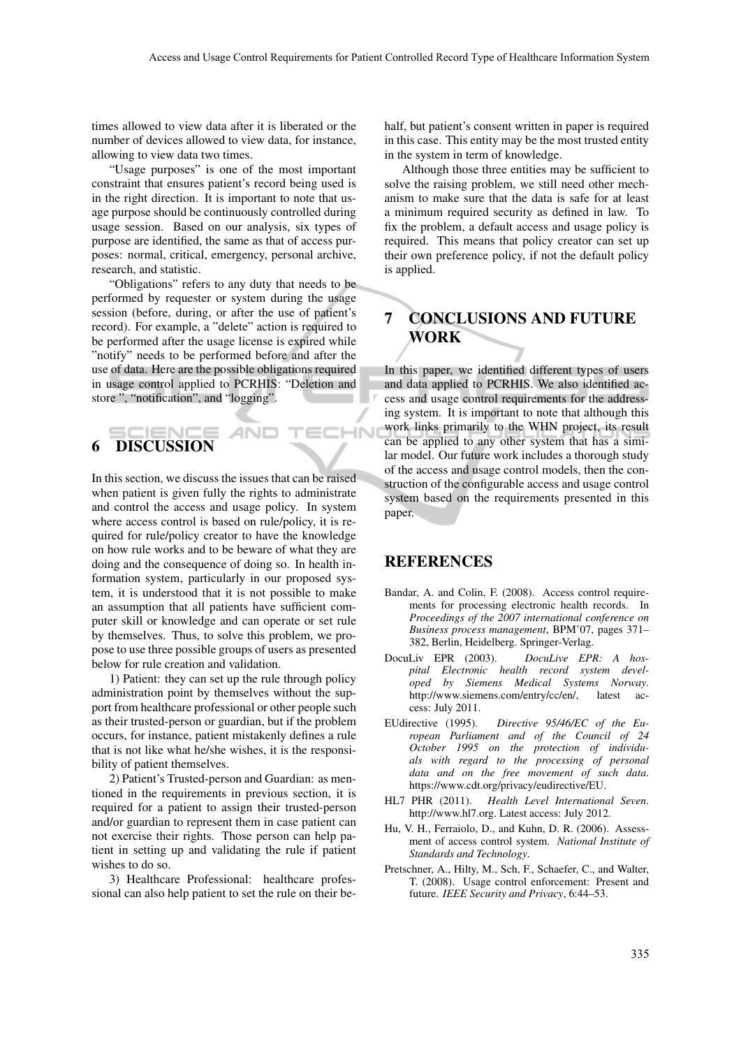times allowed to view data after it is liberated or the number of devices allowed to view data, for instance, allowing to view data two times.

"Usage purposes" is one of the most important constraint that ensures patient's record being used is in the right direction. It is important to note that usage purpose should be continuously controlled during usage session. Based on our analysis, six types of purpose are identified, the same as that of access purposes: normal, critical, emergency, personal archive, research, and statistic.

"Obligations" refers to any duty that needs to be performed by requester or system during the usage session (before, during, or after the use of patient's record). For example, a "delete" action is required to be performed after the usage license is expired while "notify" needs to be performed before and after the use of data. Here are the possible obligations required in usage control applied to PCRHIS: "Deletion and store ", "notification", and "logging".

# 6 DISCUSSION

In this section, we discuss the issues that can be raised when patient is given fully the rights to administrate and control the access and usage policy. In system where access control is based on rule/policy, it is required for rule/policy creator to have the knowledge on how rule works and to be beware of what they are doing and the consequence of doing so. In health information system, particularly in our proposed system, it is understood that it is not possible to make an assumption that all patients have sufficient computer skill or knowledge and can operate or set rule by themselves. Thus, to solve this problem, we propose to use three possible groups of users as presented below for rule creation and validation.

1) Patient: they can set up the rule through policy administration point by themselves without the support from healthcare professional or other people such as their trusted-person or guardian, but if the problem occurs, for instance, patient mistakenly defines a rule that is not like what he/she wishes, it is the responsibility of patient themselves.

2) Patient's Trusted-person and Guardian: as mentioned in the requirements in previous section, it is required for a patient to assign their trusted-person and/or guardian to represent them in case patient can not exercise their rights. Those person can help patient in setting up and validating the rule if patient wishes to do so.

3) Healthcare Professional: healthcare professional can also help patient to set the rule on their behalf, but patient's consent written in paper is required in this case. This entity may be the most trusted entity in the system in term of knowledge.

Although those three entities may be sufficient to solve the raising problem, we still need other mechanism to make sure that the data is safe for at least a minimum required security as defined in law. To fix the problem, a default access and usage policy is required. This means that policy creator can set up their own preference policy, if not the default policy is applied.

# 7 CONCLUSIONS AND FUTURE WORK

In this paper, we identified different types of users and data applied to PCRHIS. We also identified access and usage control requirements for the addressing system. It is important to note that although this work links primarily to the WHN project, its result can be applied to any other system that has a similar model. Our future work includes a thorough study of the access and usage control models, then the construction of the configurable access and usage control system based on the requirements presented in this paper.

# REFERENCES

Bandar, A. and Colin, F. (2008). Access control requirements for processing electronic health records. In *Proceedings of the 2007 international conference on Business process management*, BPM'07, pages 371–382, Berlin, Heidelberg. Springer-Verlag.

DocuLiv EPR (2003). *DocuLive EPR: A hospital Electronic health record system developed by Siemens Medical Systems Norway*. http://www.siemens.com/entry/cc/en/, latest access: July 2011.

EUdirective (1995). *Directive 95/46/EC of the European Parliament and of the Council of 24 October 1995 on the protection of individuals with regard to the processing of personal data and on the free movement of such data*. https://www.cdt.org/privacy/eudirective/EU.

HL7 PHR (2011). *Health Level International Seven*. http://www.hl7.org. Latest access: July 2012.

Hu, V. H., Ferraiolo, D., and Kuhn, D. R. (2006). Assessment of access control system. *National Institute of Standards and Technology*.

Pretschner, A., Hilty, M., Sch, F., Schaefer, C., and Walter, T. (2008). Usage control enforcement: Present and future. *IEEE Security and Privacy*, 6:44–53.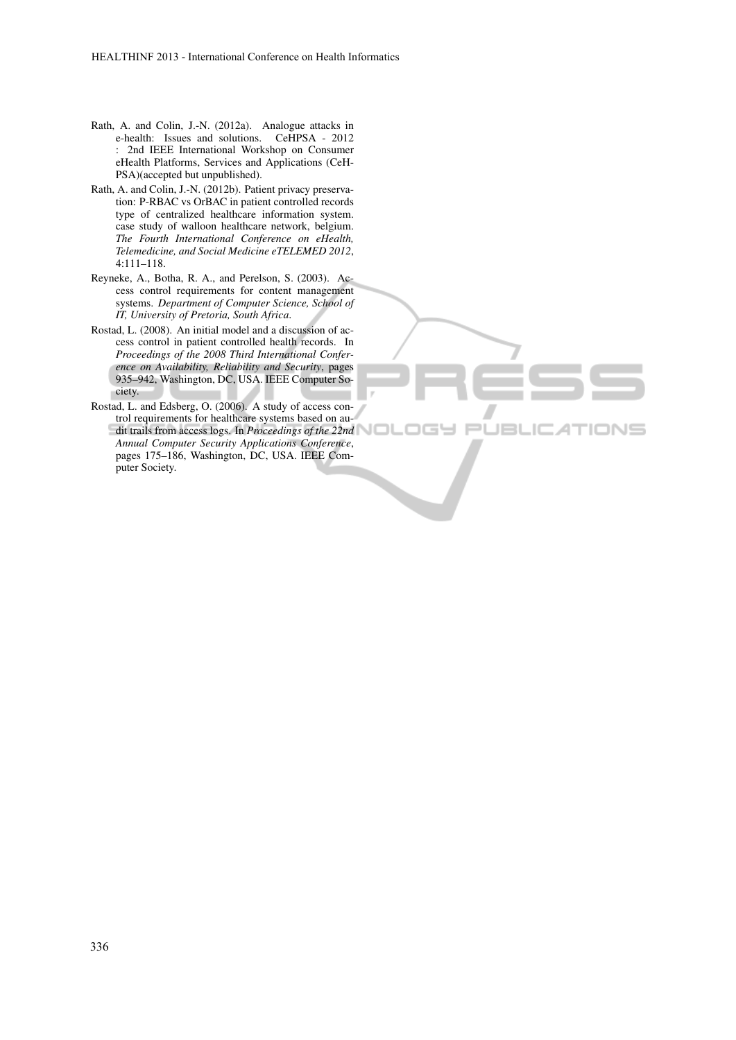Rath, A. and Colin, J.-N. (2012a). Analogue attacks in e-health: Issues and solutions. CeHPSA - 2012 : 2nd IEEE International Workshop on Consumer eHealth Platforms, Services and Applications (CeHPSA)(accepted but unpublished).

Rath, A. and Colin, J.-N. (2012b). Patient privacy preservation: P-RBAC vs OrBAC in patient controlled records type of centralized healthcare information system. case study of walloon healthcare network, belgium. *The Fourth International Conference on eHealth, Telemedicine, and Social Medicine eTELEMED 2012*, 4:111–118.

Reyneke, A., Botha, R. A., and Perelson, S. (2003). Access control requirements for content management systems. *Department of Computer Science, School of IT, University of Pretoria, South Africa*.

Rostad, L. (2008). An initial model and a discussion of access control in patient controlled health records. In *Proceedings of the 2008 Third International Conference on Availability, Reliability and Security*, pages 935–942, Washington, DC, USA. IEEE Computer Society.

Rostad, L. and Edsberg, O. (2006). A study of access control requirements for healthcare systems based on audit trails from access logs. In *Proceedings of the 22nd Annual Computer Security Applications Conference*, pages 175–186, Washington, DC, USA. IEEE Computer Society.